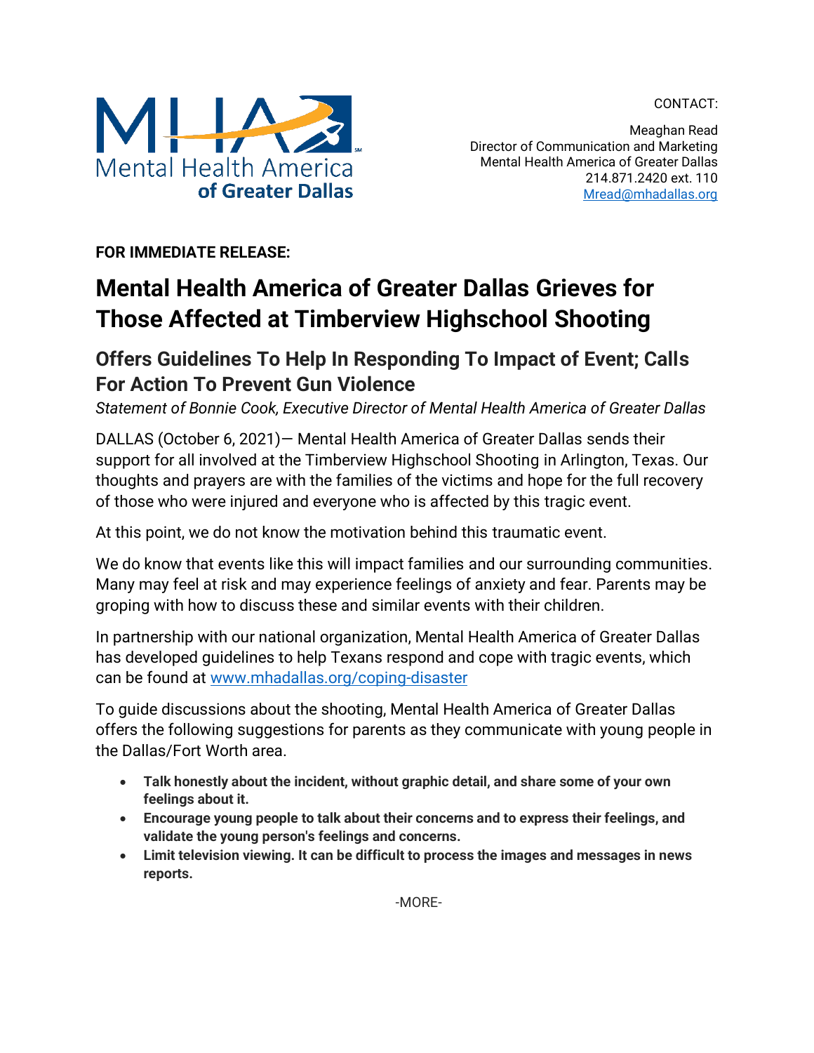Mental Health America of Greater Dallas

CONTACT:

Meaghan Read
Director of Communication and Marketing
Mental Health America of Greater Dallas
214.871.2420 ext. 110
Mread@mhadallas.org

**FOR IMMEDIATE RELEASE:**

# Mental Health America of Greater Dallas Grieves for Those Affected at Timberview Highschool Shooting

## Offers Guidelines To Help In Responding To Impact of Event; Calls For Action To Prevent Gun Violence

*Statement of Bonnie Cook, Executive Director of Mental Health America of Greater Dallas*

DALLAS (October 6, 2021)— Mental Health America of Greater Dallas sends their support for all involved at the Timberview Highschool Shooting in Arlington, Texas. Our thoughts and prayers are with the families of the victims and hope for the full recovery of those who were injured and everyone who is affected by this tragic event.

At this point, we do not know the motivation behind this traumatic event.

We do know that events like this will impact families and our surrounding communities. Many may feel at risk and may experience feelings of anxiety and fear. Parents may be groping with how to discuss these and similar events with their children.

In partnership with our national organization, Mental Health America of Greater Dallas has developed guidelines to help Texans respond and cope with tragic events, which can be found at www.mhadallas.org/coping-disaster

To guide discussions about the shooting, Mental Health America of Greater Dallas offers the following suggestions for parents as they communicate with young people in the Dallas/Fort Worth area.

- **Talk honestly about the incident, without graphic detail, and share some of your own feelings about it.**
- **Encourage young people to talk about their concerns and to express their feelings, and validate the young person's feelings and concerns.**
- **Limit television viewing. It can be difficult to process the images and messages in news reports.**

-MORE-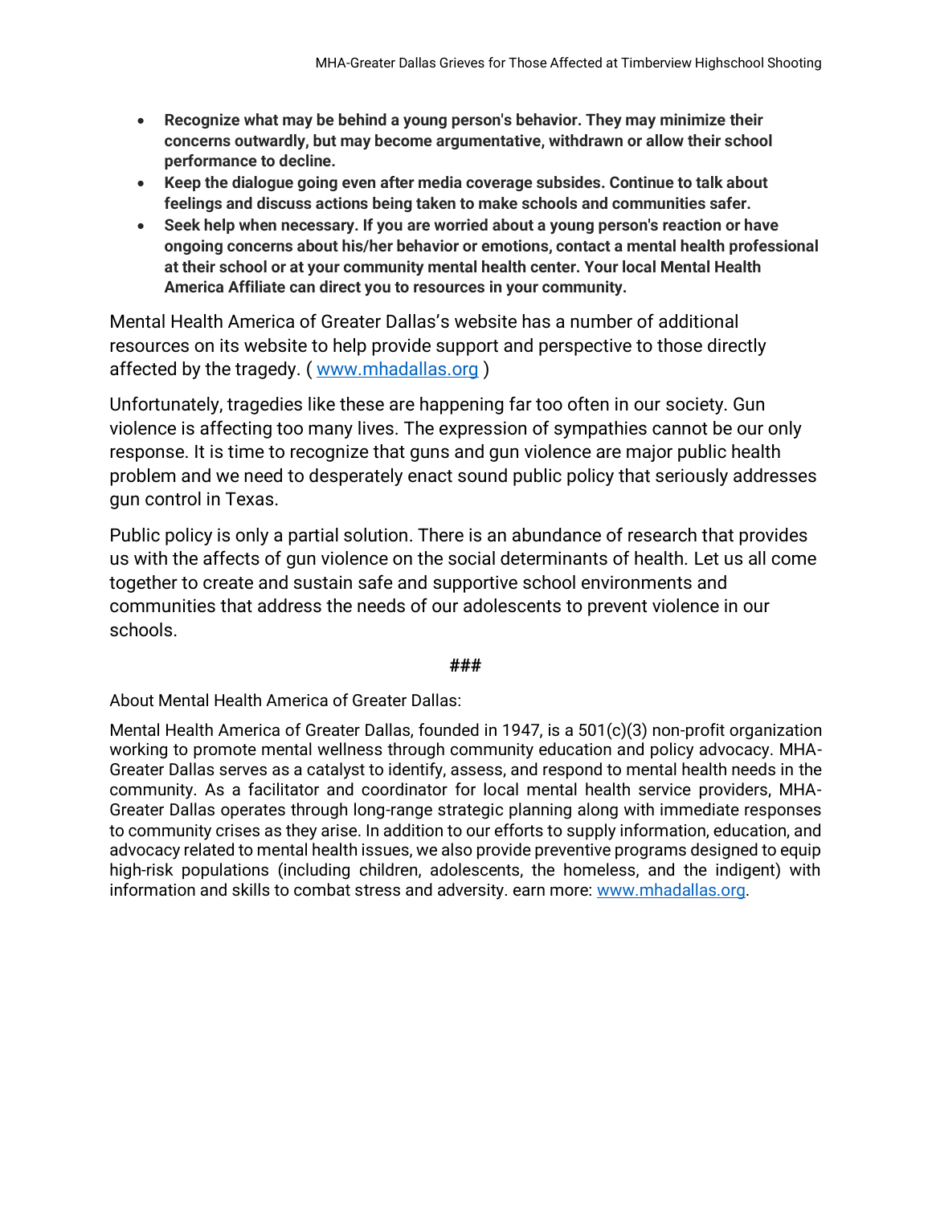- **Recognize what may be behind a young person's behavior. They may minimize their concerns outwardly, but may become argumentative, withdrawn or allow their school performance to decline.**
- **Keep the dialogue going even after media coverage subsides. Continue to talk about feelings and discuss actions being taken to make schools and communities safer.**
- **Seek help when necessary. If you are worried about a young person's reaction or have ongoing concerns about his/her behavior or emotions, contact a mental health professional at their school or at your community mental health center. Your local Mental Health America Affiliate can direct you to resources in your community.**

Mental Health America of Greater Dallas's website has a number of additional resources on its website to help provide support and perspective to those directly affected by the tragedy. ( www.mhadallas.org )

Unfortunately, tragedies like these are happening far too often in our society. Gun violence is affecting too many lives. The expression of sympathies cannot be our only response. It is time to recognize that guns and gun violence are major public health problem and we need to desperately enact sound public policy that seriously addresses gun control in Texas.

Public policy is only a partial solution. There is an abundance of research that provides us with the affects of gun violence on the social determinants of health. Let us all come together to create and sustain safe and supportive school environments and communities that address the needs of our adolescents to prevent violence in our schools.

###

About Mental Health America of Greater Dallas:

Mental Health America of Greater Dallas, founded in 1947, is a 501(c)(3) non-profit organization working to promote mental wellness through community education and policy advocacy. MHA-Greater Dallas serves as a catalyst to identify, assess, and respond to mental health needs in the community. As a facilitator and coordinator for local mental health service providers, MHA-Greater Dallas operates through long-range strategic planning along with immediate responses to community crises as they arise. In addition to our efforts to supply information, education, and advocacy related to mental health issues, we also provide preventive programs designed to equip high-risk populations (including children, adolescents, the homeless, and the indigent) with information and skills to combat stress and adversity. earn more: www.mhadallas.org.